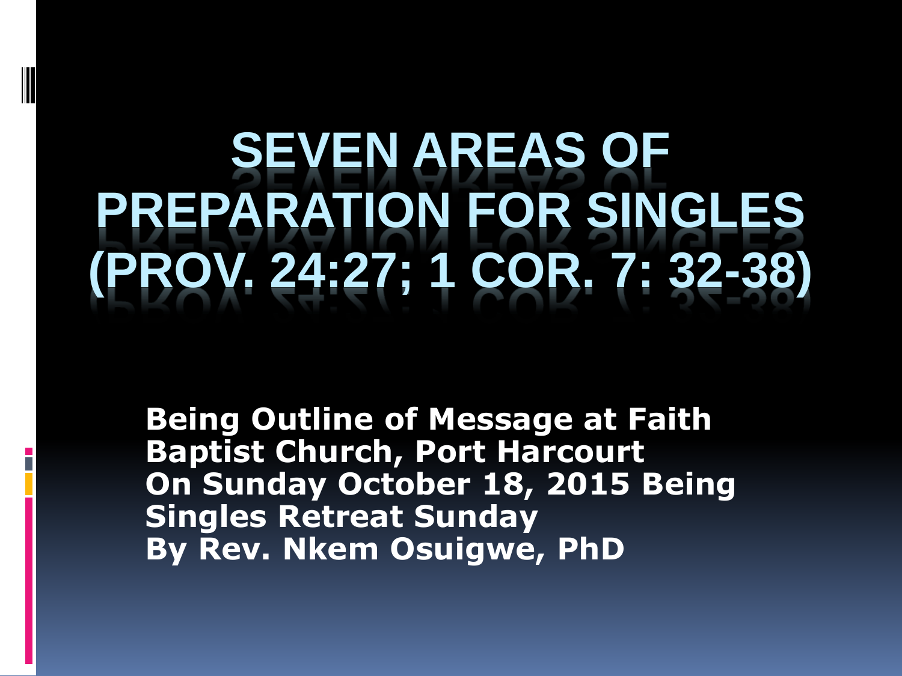# SEVEN AREAS OF PREPARATION FOR SINGLES (PROV. 24:27; 1 COR. 7: 32-38)

**Being Outline of Message at Faith Baptist Church, Port Harcourt On Sunday October 18, 2015 Being Singles Retreat Sunday By Rev. Nkem Osuigwe, PhD**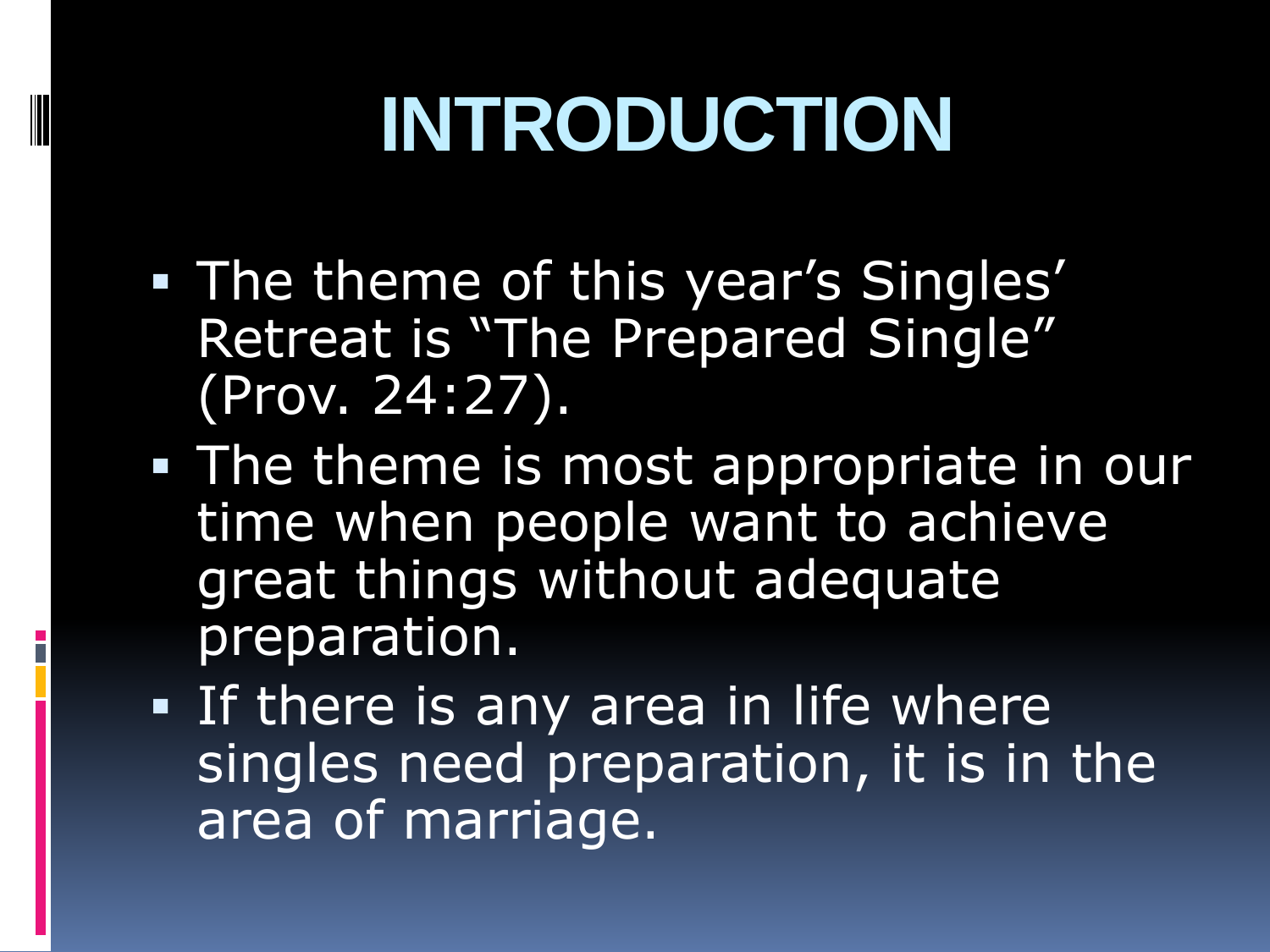# INTRODUCTION

- The theme of this year's Singles' Retreat is "The Prepared Single" (Prov. 24:27).
- The theme is most appropriate in our time when people want to achieve great things without adequate preparation.
- If there is any area in life where singles need preparation, it is in the area of marriage.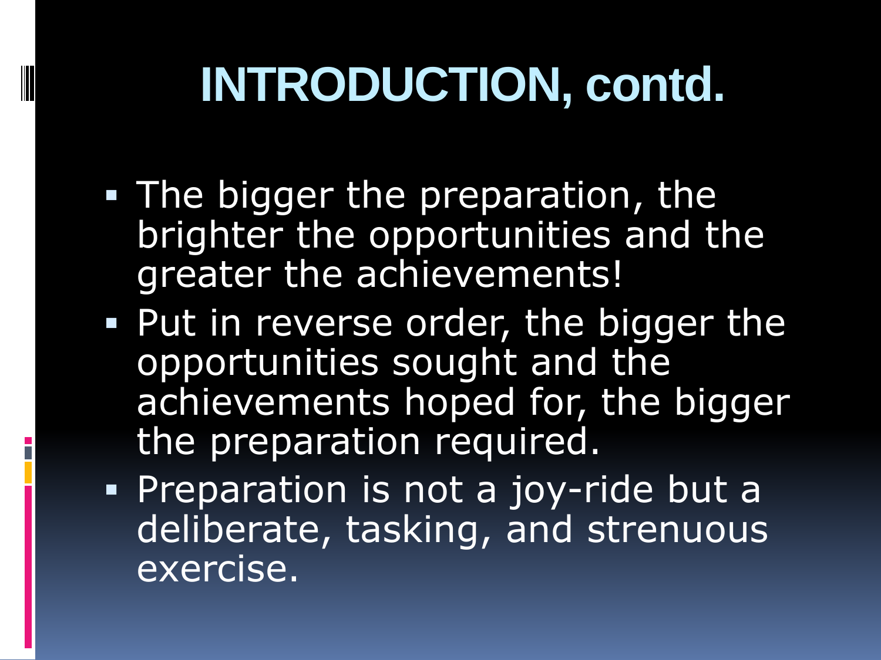# INTRODUCTION, contd.

- The bigger the preparation, the brighter the opportunities and the greater the achievements!
- Put in reverse order, the bigger the opportunities sought and the achievements hoped for, the bigger the preparation required.
- Preparation is not a joy-ride but a deliberate, tasking, and strenuous exercise.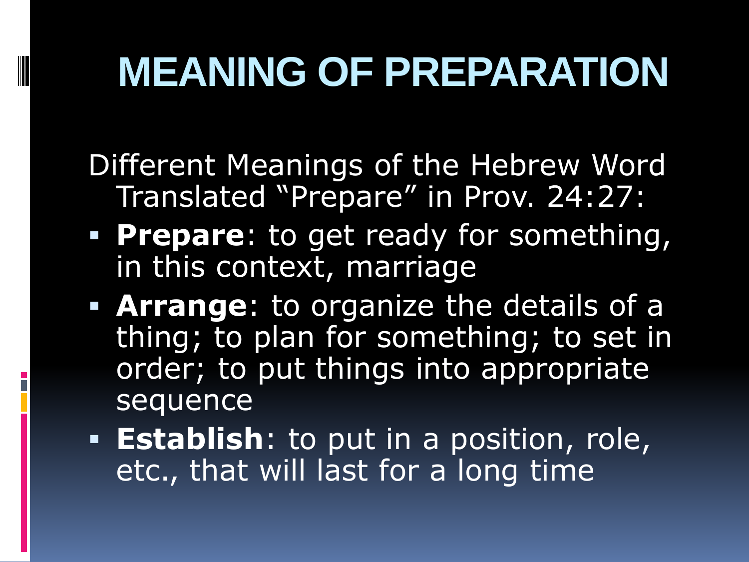# MEANING OF PREPARATION

Different Meanings of the Hebrew Word Translated "Prepare" in Prov. 24:27:

- **Prepare**: to get ready for something, in this context, marriage
- **Arrange**: to organize the details of a thing; to plan for something; to set in order; to put things into appropriate sequence
- **Establish**: to put in a position, role, etc., that will last for a long time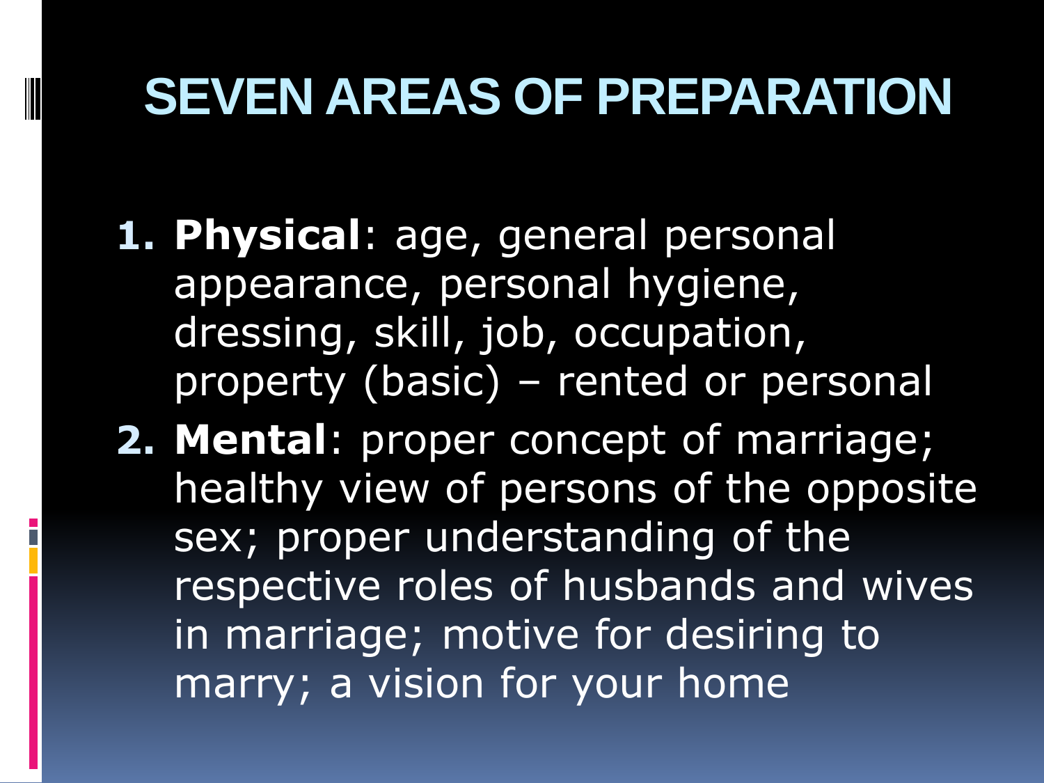# SEVEN AREAS OF PREPARATION

1. **Physical**: age, general personal appearance, personal hygiene, dressing, skill, job, occupation, property (basic) – rented or personal
2. **Mental**: proper concept of marriage; healthy view of persons of the opposite sex; proper understanding of the respective roles of husbands and wives in marriage; motive for desiring to marry; a vision for your home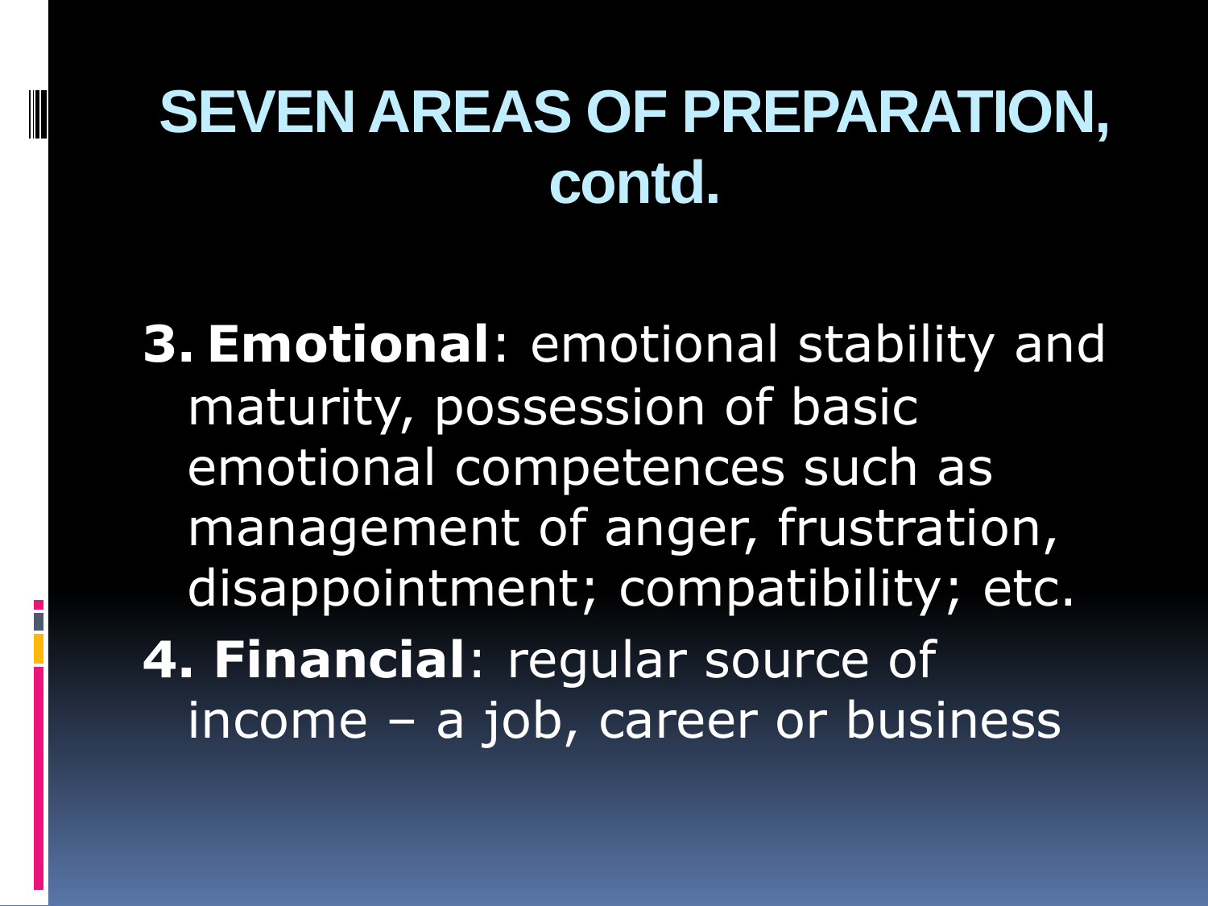# SEVEN AREAS OF PREPARATION, contd.

3. **Emotional**: emotional stability and maturity, possession of basic emotional competences such as management of anger, frustration, disappointment; compatibility; etc.
4. **Financial**: regular source of income – a job, career or business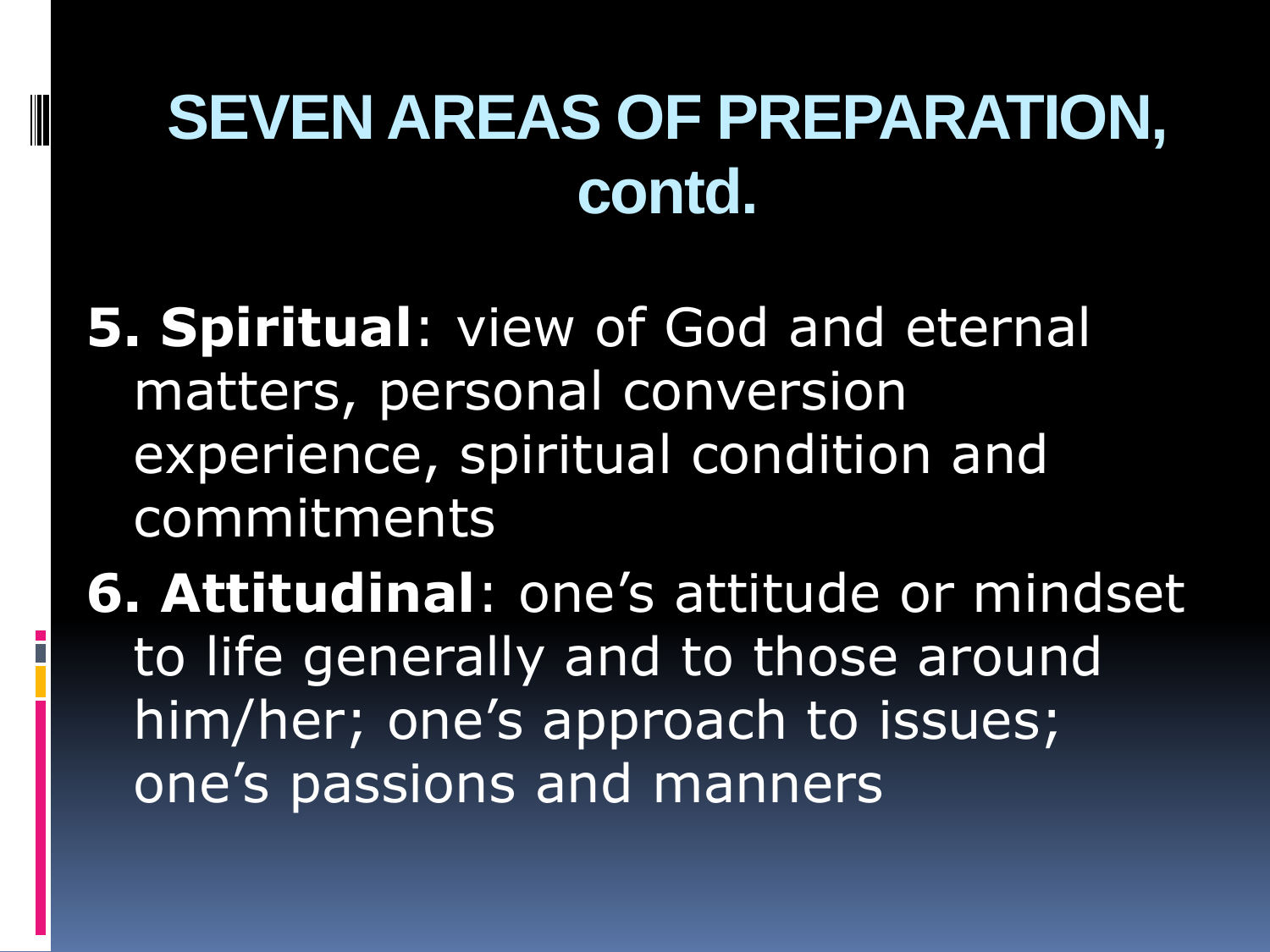# SEVEN AREAS OF PREPARATION, contd.

5. **Spiritual**: view of God and eternal matters, personal conversion experience, spiritual condition and commitments

6. **Attitudinal**: one's attitude or mindset to life generally and to those around him/her; one's approach to issues; one's passions and manners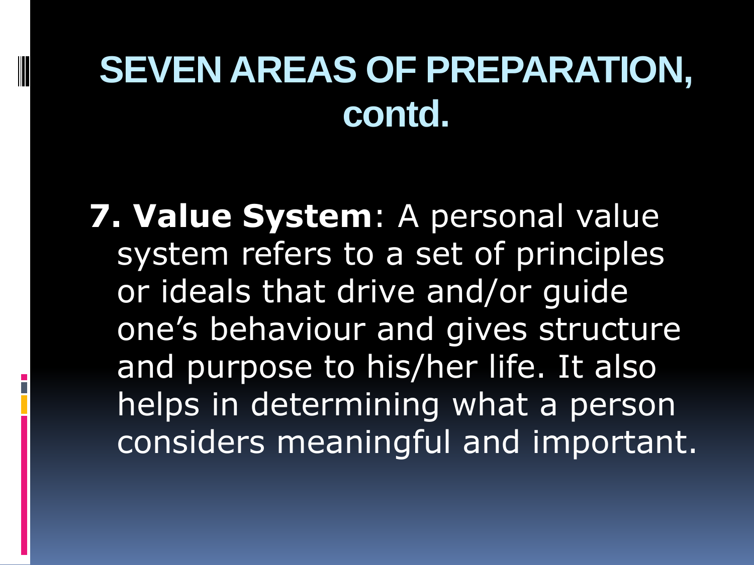# SEVEN AREAS OF PREPARATION, contd.

**7. Value System**: A personal value system refers to a set of principles or ideals that drive and/or guide one's behaviour and gives structure and purpose to his/her life. It also helps in determining what a person considers meaningful and important.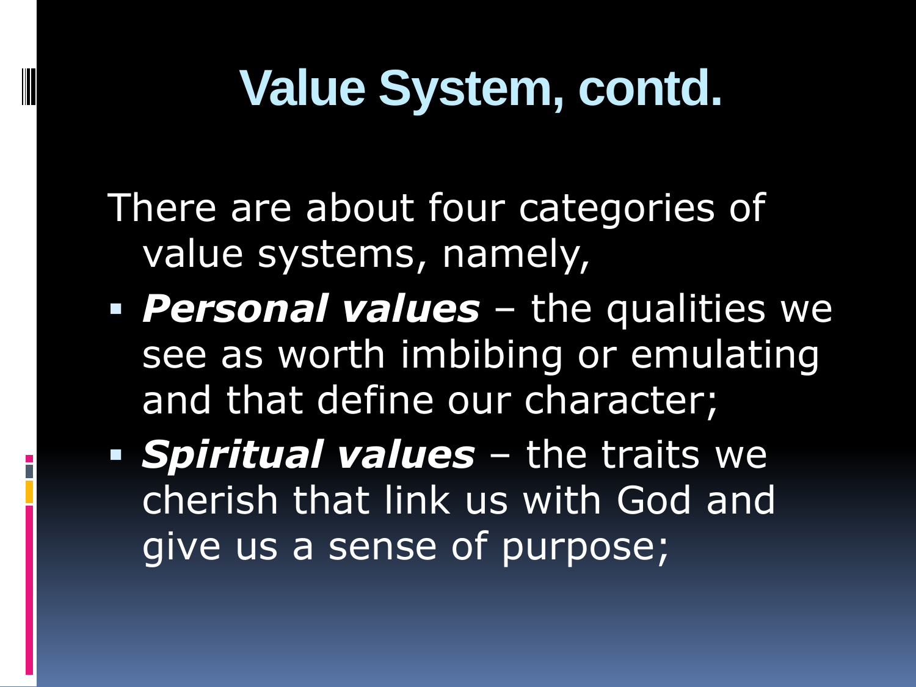# Value System, contd.

There are about four categories of value systems, namely,

- ***Personal values*** – the qualities we see as worth imbibing or emulating and that define our character;
- ***Spiritual values*** – the traits we cherish that link us with God and give us a sense of purpose;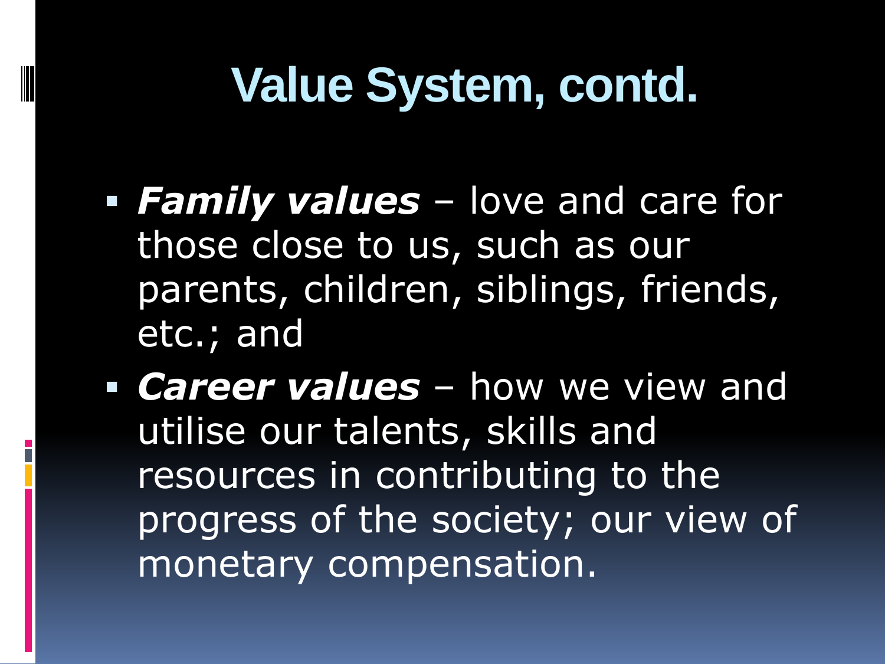# Value System, contd.

- ***Family values*** – love and care for those close to us, such as our parents, children, siblings, friends, etc.; and
- ***Career values*** – how we view and utilise our talents, skills and resources in contributing to the progress of the society; our view of monetary compensation.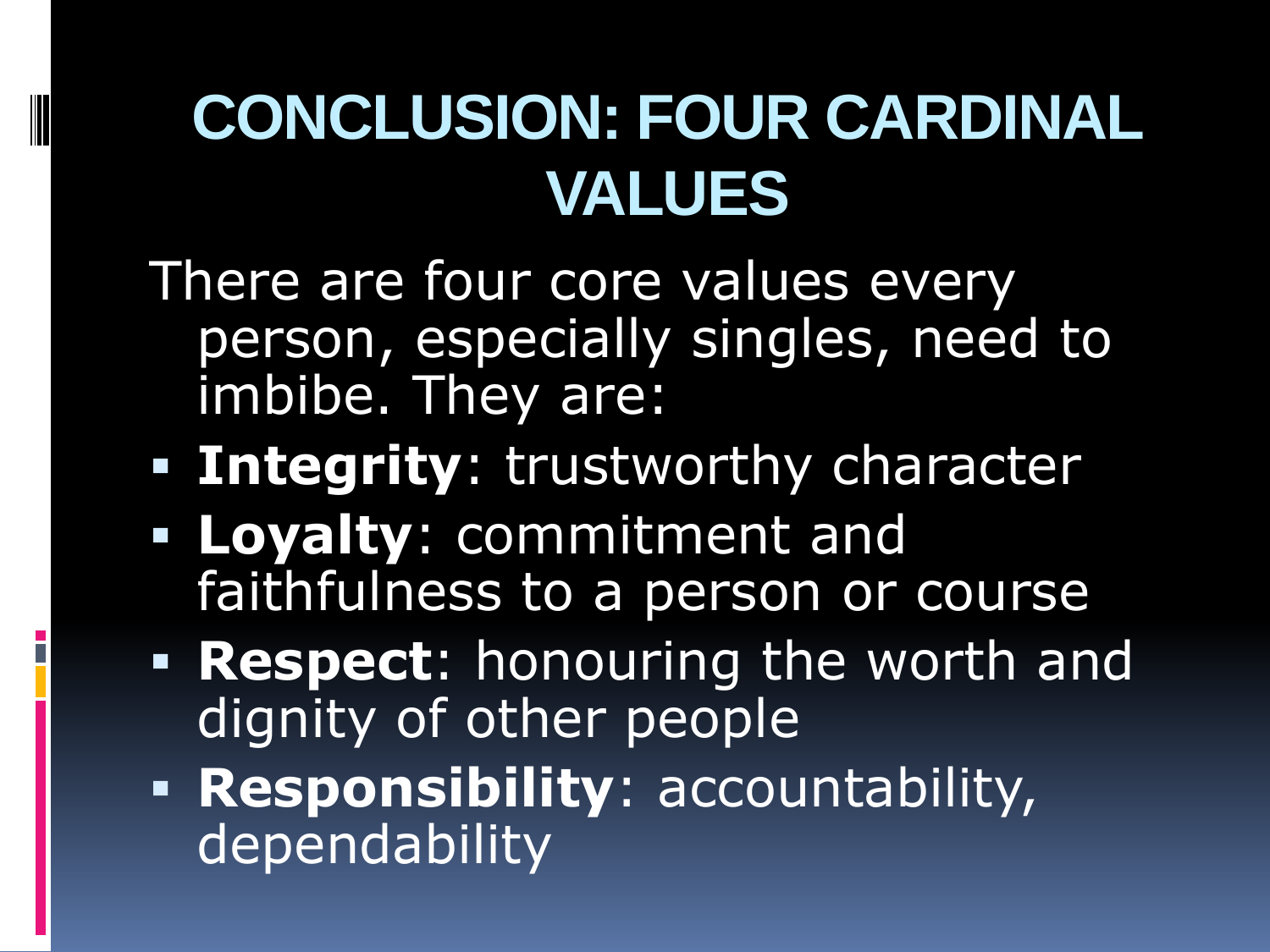# CONCLUSION: FOUR CARDINAL VALUES

There are four core values every person, especially singles, need to imbibe. They are:

- **Integrity**: trustworthy character
- **Loyalty**: commitment and faithfulness to a person or course
- **Respect**: honouring the worth and dignity of other people
- **Responsibility**: accountability, dependability